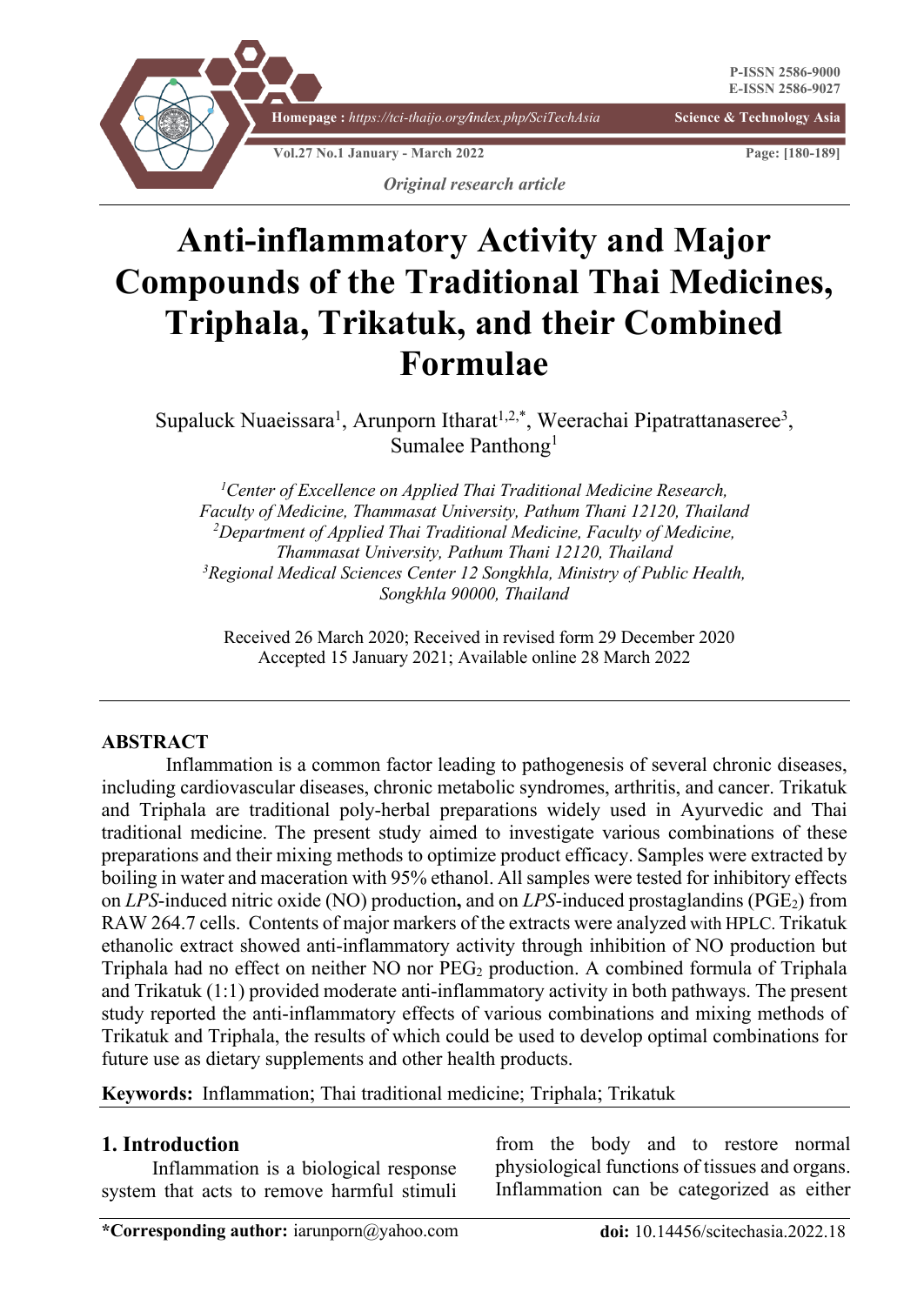*Original research article*

# Anti-inflammatory Activity and Major Compounds of the Traditional Thai Medicines, Triphala, Trikatuk, and their Combined Formulae

Supaluck Nuaeissara[1], Arunporn Itharat[1,2,*], Weerachai Pipatrattanaseree[3], Sumalee Panthong[1]

*[1]Center of Excellence on Applied Thai Traditional Medicine Research, Faculty of Medicine, Thammasat University, Pathum Thani 12120, Thailand*
*[2]Department of Applied Thai Traditional Medicine, Faculty of Medicine, Thammasat University, Pathum Thani 12120, Thailand*
*[3]Regional Medical Sciences Center 12 Songkhla, Ministry of Public Health, Songkhla 90000, Thailand*

Received 26 March 2020; Received in revised form 29 December 2020
Accepted 15 January 2021; Available online 28 March 2022

## ABSTRACT

Inflammation is a common factor leading to pathogenesis of several chronic diseases, including cardiovascular diseases, chronic metabolic syndromes, arthritis, and cancer. Trikatuk and Triphala are traditional poly-herbal preparations widely used in Ayurvedic and Thai traditional medicine. The present study aimed to investigate various combinations of these preparations and their mixing methods to optimize product efficacy. Samples were extracted by boiling in water and maceration with 95% ethanol. All samples were tested for inhibitory effects on *LPS*-induced nitric oxide (NO) production**,** and on *LPS*-induced prostaglandins ($PGE_2$) from RAW 264.7 cells. Contents of major markers of the extracts were analyzed with HPLC. Trikatuk ethanolic extract showed anti-inflammatory activity through inhibition of NO production but Triphala had no effect on neither NO nor $PEG_2$ production. A combined formula of Triphala and Trikatuk (1:1) provided moderate anti-inflammatory activity in both pathways. The present study reported the anti-inflammatory effects of various combinations and mixing methods of Trikatuk and Triphala, the results of which could be used to develop optimal combinations for future use as dietary supplements and other health products.

**Keywords:** Inflammation; Thai traditional medicine; Triphala; Trikatuk

## 1. Introduction

Inflammation is a biological response system that acts to remove harmful stimuli from the body and to restore normal physiological functions of tissues and organs. Inflammation can be categorized as either

**\*Corresponding author:** iarunporn@yahoo.com

**doi:** 10.14456/scitechasia.2022.18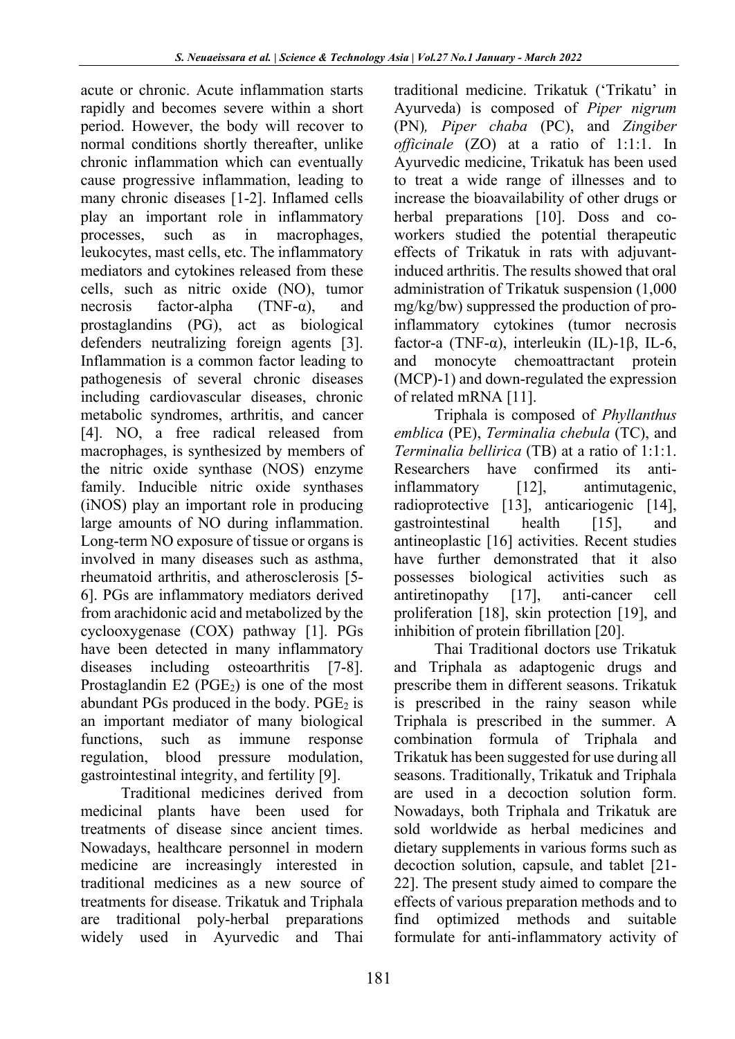acute or chronic. Acute inflammation starts rapidly and becomes severe within a short period. However, the body will recover to normal conditions shortly thereafter, unlike chronic inflammation which can eventually cause progressive inflammation, leading to many chronic diseases [1-2]. Inflamed cells play an important role in inflammatory processes, such as in macrophages, leukocytes, mast cells, etc. The inflammatory mediators and cytokines released from these cells, such as nitric oxide (NO), tumor necrosis factor-alpha (TNF-α), and prostaglandins (PG), act as biological defenders neutralizing foreign agents [3]. Inflammation is a common factor leading to pathogenesis of several chronic diseases including cardiovascular diseases, chronic metabolic syndromes, arthritis, and cancer [4]. NO, a free radical released from macrophages, is synthesized by members of the nitric oxide synthase (NOS) enzyme family. Inducible nitric oxide synthases (iNOS) play an important role in producing large amounts of NO during inflammation. Long-term NO exposure of tissue or organs is involved in many diseases such as asthma, rheumatoid arthritis, and atherosclerosis [5-6]. PGs are inflammatory mediators derived from arachidonic acid and metabolized by the cyclooxygenase (COX) pathway [1]. PGs have been detected in many inflammatory diseases including osteoarthritis [7-8]. Prostaglandin E2 ($PGE_2$) is one of the most abundant PGs produced in the body. $PGE_2$ is an important mediator of many biological functions, such as immune response regulation, blood pressure modulation, gastrointestinal integrity, and fertility [9].

Traditional medicines derived from medicinal plants have been used for treatments of disease since ancient times. Nowadays, healthcare personnel in modern medicine are increasingly interested in traditional medicines as a new source of treatments for disease. Trikatuk and Triphala are traditional poly-herbal preparations widely used in Ayurvedic and Thai traditional medicine. Trikatuk ('Trikatu' in Ayurveda) is composed of *Piper nigrum* (PN)*, Piper chaba* (PC), and *Zingiber officinale* (ZO) at a ratio of 1:1:1. In Ayurvedic medicine, Trikatuk has been used to treat a wide range of illnesses and to increase the bioavailability of other drugs or herbal preparations [10]. Doss and co-workers studied the potential therapeutic effects of Trikatuk in rats with adjuvant-induced arthritis. The results showed that oral administration of Trikatuk suspension (1,000 mg/kg/bw) suppressed the production of pro-inflammatory cytokines (tumor necrosis factor-a (TNF-α), interleukin (IL)-1β, IL-6, and monocyte chemoattractant protein (MCP)-1) and down-regulated the expression of related mRNA [11].

Triphala is composed of *Phyllanthus emblica* (PE), *Terminalia chebula* (TC), and *Terminalia bellirica* (TB) at a ratio of 1:1:1. Researchers have confirmed its anti-inflammatory [12], antimutagenic, radioprotective [13], anticariogenic [14], gastrointestinal health [15], and antineoplastic [16] activities. Recent studies have further demonstrated that it also possesses biological activities such as antiretinopathy [17], anti-cancer cell proliferation [18], skin protection [19], and inhibition of protein fibrillation [20].

Thai Traditional doctors use Trikatuk and Triphala as adaptogenic drugs and prescribe them in different seasons. Trikatuk is prescribed in the rainy season while Triphala is prescribed in the summer. A combination formula of Triphala and Trikatuk has been suggested for use during all seasons. Traditionally, Trikatuk and Triphala are used in a decoction solution form. Nowadays, both Triphala and Trikatuk are sold worldwide as herbal medicines and dietary supplements in various forms such as decoction solution, capsule, and tablet [21-22]. The present study aimed to compare the effects of various preparation methods and to find optimized methods and suitable formulate for anti-inflammatory activity of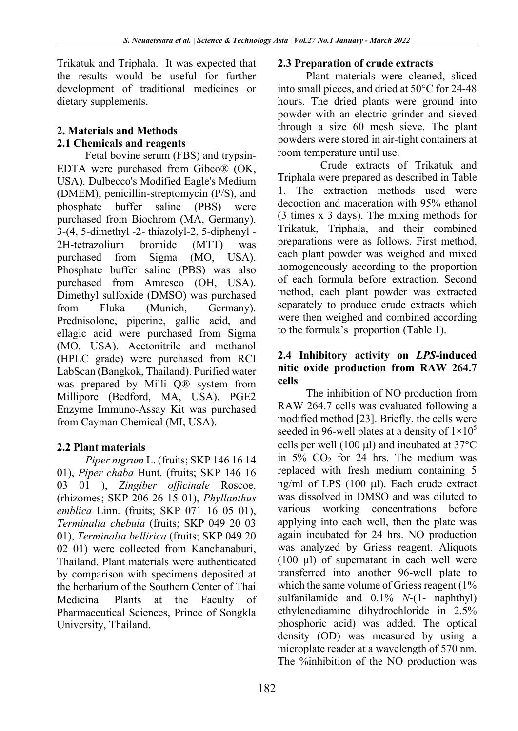Trikatuk and Triphala. It was expected that the results would be useful for further development of traditional medicines or dietary supplements.

## 2. Materials and Methods

### 2.1 Chemicals and reagents

Fetal bovine serum (FBS) and trypsin-EDTA were purchased from Gibco® (OK, USA). Dulbecco's Modified Eagle's Medium (DMEM), penicillin-streptomycin (P/S), and phosphate buffer saline (PBS) were purchased from Biochrom (MA, Germany). 3-(4, 5-dimethyl -2- thiazolyl-2, 5-diphenyl - 2H-tetrazolium bromide (MTT) was purchased from Sigma (MO, USA). Phosphate buffer saline (PBS) was also purchased from Amresco (OH, USA). Dimethyl sulfoxide (DMSO) was purchased from Fluka (Munich, Germany). Prednisolone, piperine, gallic acid, and ellagic acid were purchased from Sigma (MO, USA). Acetonitrile and methanol (HPLC grade) were purchased from RCI LabScan (Bangkok, Thailand). Purified water was prepared by Milli Q® system from Millipore (Bedford, MA, USA). PGE2 Enzyme Immuno-Assay Kit was purchased from Cayman Chemical (MI, USA).

### 2.2 Plant materials

*Piper nigrum* L. (fruits; SKP 146 16 14 01), *Piper chaba* Hunt. (fruits; SKP 146 16 03 01 ), *Zingiber officinale* Roscoe. (rhizomes; SKP 206 26 15 01), *Phyllanthus emblica* Linn. (fruits; SKP 071 16 05 01), *Terminalia chebula* (fruits; SKP 049 20 03 01), *Terminalia bellirica* (fruits; SKP 049 20 02 01) were collected from Kanchanaburi, Thailand. Plant materials were authenticated by comparison with specimens deposited at the herbarium of the Southern Center of Thai Medicinal Plants at the Faculty of Pharmaceutical Sciences, Prince of Songkla University, Thailand.

### 2.3 Preparation of crude extracts

Plant materials were cleaned, sliced into small pieces, and dried at 50°C for 24-48 hours. The dried plants were ground into powder with an electric grinder and sieved through a size 60 mesh sieve. The plant powders were stored in air-tight containers at room temperature until use.

Crude extracts of Trikatuk and Triphala were prepared as described in Table 1. The extraction methods used were decoction and maceration with 95% ethanol (3 times x 3 days). The mixing methods for Trikatuk, Triphala, and their combined preparations were as follows. First method, each plant powder was weighed and mixed homogeneously according to the proportion of each formula before extraction. Second method, each plant powder was extracted separately to produce crude extracts which were then weighed and combined according to the formula's proportion (Table 1).

### 2.4 Inhibitory activity on *LPS*-induced nitic oxide production from RAW 264.7 cells

The inhibition of NO production from RAW 264.7 cells was evaluated following a modified method [23]. Briefly, the cells were seeded in 96-well plates at a density of $1\times10^5$ cells per well (100 μl) and incubated at 37°C in 5% $CO_2$ for 24 hrs. The medium was replaced with fresh medium containing 5 ng/ml of LPS (100 μl). Each crude extract was dissolved in DMSO and was diluted to various working concentrations before applying into each well, then the plate was again incubated for 24 hrs. NO production was analyzed by Griess reagent. Aliquots (100 μl) of supernatant in each well were transferred into another 96-well plate to which the same volume of Griess reagent (1% sulfanilamide and 0.1% *N*-(1- naphthyl) ethylenediamine dihydrochloride in 2.5% phosphoric acid) was added. The optical density (OD) was measured by using a microplate reader at a wavelength of 570 nm. The %inhibition of the NO production was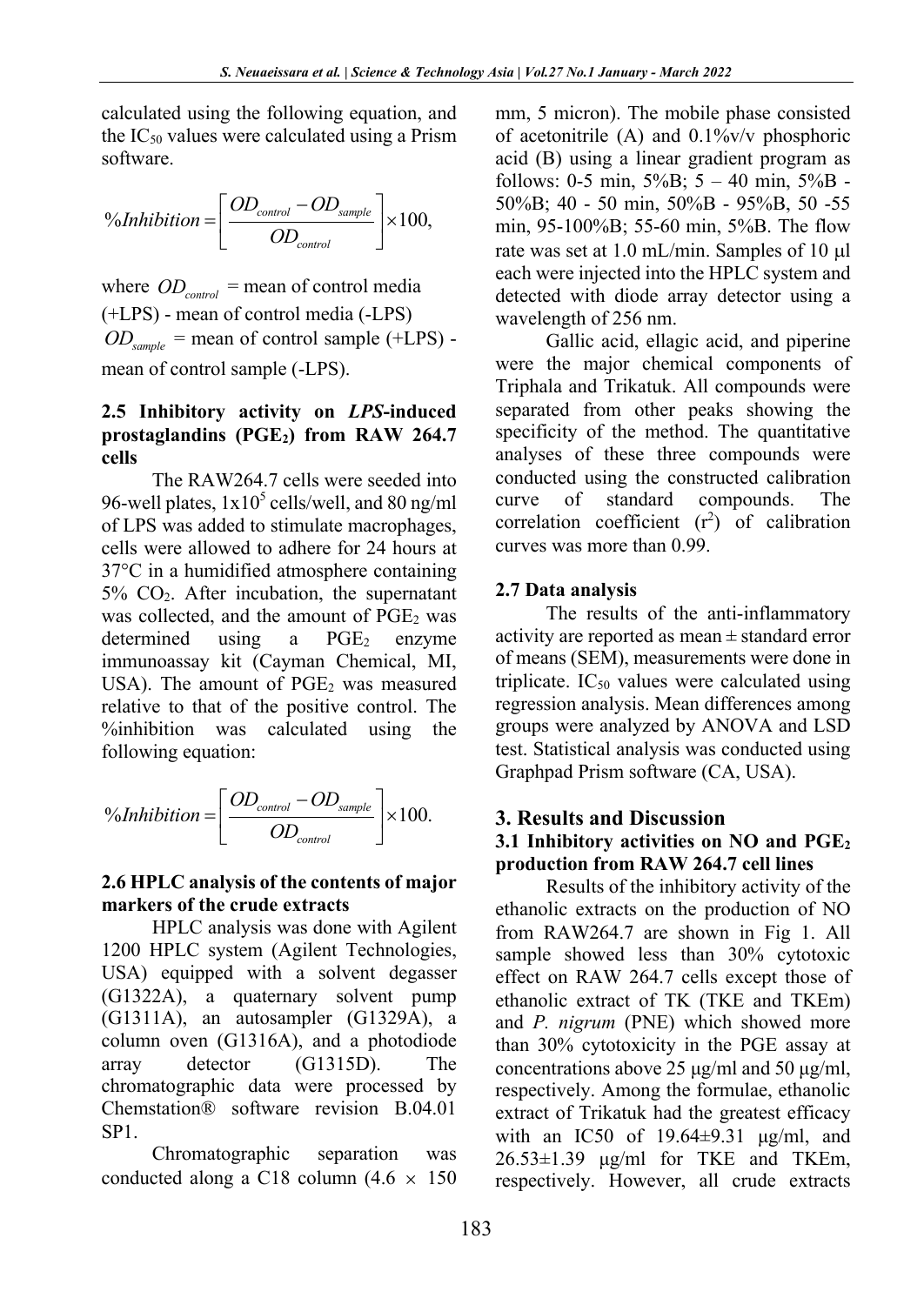calculated using the following equation, and the $IC_{50}$ values were calculated using a Prism software.

$$\%Inhibition = \left[ \frac{OD_{control} - OD_{sample}}{OD_{control}} \right] \times 100,$$

where $OD_{control}$ = mean of control media (+LPS) - mean of control media (-LPS)
$OD_{sample}$ = mean of control sample (+LPS) - mean of control sample (-LPS).

### 2.5 Inhibitory activity on *LPS*-induced prostaglandins ($PGE_2$) from RAW 264.7 cells

The RAW264.7 cells were seeded into 96-well plates, $1x10^5$ cells/well, and 80 ng/ml of LPS was added to stimulate macrophages, cells were allowed to adhere for 24 hours at 37°C in a humidified atmosphere containing 5% $CO_2$. After incubation, the supernatant was collected, and the amount of $PGE_2$ was determined using a $PGE_2$ enzyme immunoassay kit (Cayman Chemical, MI, USA). The amount of $PGE_2$ was measured relative to that of the positive control. The %inhibition was calculated using the following equation:

$$\%Inhibition = \left[ \frac{OD_{control} - OD_{sample}}{OD_{control}} \right] \times 100.$$

### 2.6 HPLC analysis of the contents of major markers of the crude extracts

HPLC analysis was done with Agilent 1200 HPLC system (Agilent Technologies, USA) equipped with a solvent degasser (G1322A), a quaternary solvent pump (G1311A), an autosampler (G1329A), a column oven (G1316A), and a photodiode array detector (G1315D). The chromatographic data were processed by Chemstation® software revision B.04.01 SP1.

Chromatographic separation was conducted along a C18 column (4.6 × 150 mm, 5 micron). The mobile phase consisted of acetonitrile (A) and 0.1%v/v phosphoric acid (B) using a linear gradient program as follows: 0-5 min, 5%B; 5 – 40 min, 5%B - 50%B; 40 - 50 min, 50%B - 95%B, 50 -55 min, 95-100%B; 55-60 min, 5%B. The flow rate was set at 1.0 mL/min. Samples of 10 μl each were injected into the HPLC system and detected with diode array detector using a wavelength of 256 nm.

Gallic acid, ellagic acid, and piperine were the major chemical components of Triphala and Trikatuk. All compounds were separated from other peaks showing the specificity of the method. The quantitative analyses of these three compounds were conducted using the constructed calibration curve of standard compounds. The correlation coefficient ($r^2$) of calibration curves was more than 0.99.

### 2.7 Data analysis

The results of the anti-inflammatory activity are reported as mean ± standard error of means (SEM), measurements were done in triplicate. $IC_{50}$ values were calculated using regression analysis. Mean differences among groups were analyzed by ANOVA and LSD test. Statistical analysis was conducted using Graphpad Prism software (CA, USA).

## 3. Results and Discussion

### 3.1 Inhibitory activities on NO and $PGE_2$ production from RAW 264.7 cell lines

Results of the inhibitory activity of the ethanolic extracts on the production of NO from RAW264.7 are shown in Fig 1. All sample showed less than 30% cytotoxic effect on RAW 264.7 cells except those of ethanolic extract of TK (TKE and TKEm) and *P. nigrum* (PNE) which showed more than 30% cytotoxicity in the PGE assay at concentrations above 25 μg/ml and 50 μg/ml, respectively. Among the formulae, ethanolic extract of Trikatuk had the greatest efficacy with an IC50 of 19.64±9.31 μg/ml, and 26.53±1.39 μg/ml for TKE and TKEm, respectively. However, all crude extracts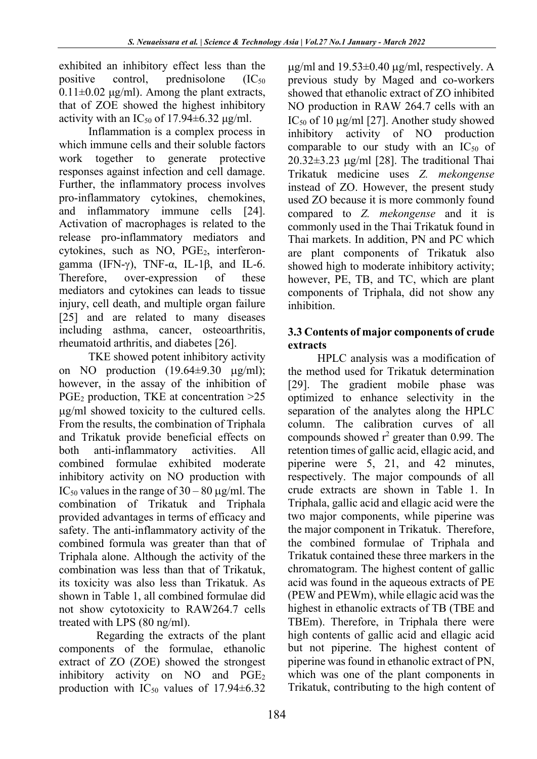exhibited an inhibitory effect less than the positive control, prednisolone ($IC_{50}$ 0.11±0.02 μg/ml). Among the plant extracts, that of ZOE showed the highest inhibitory activity with an $IC_{50}$ of 17.94±6.32 μg/ml.

Inflammation is a complex process in which immune cells and their soluble factors work together to generate protective responses against infection and cell damage. Further, the inflammatory process involves pro-inflammatory cytokines, chemokines, and inflammatory immune cells [24]. Activation of macrophages is related to the release pro-inflammatory mediators and cytokines, such as NO, $PGE_2$, interferon-gamma (IFN-γ), TNF-α, IL-1β, and IL-6. Therefore, over-expression of these mediators and cytokines can leads to tissue injury, cell death, and multiple organ failure [25] and are related to many diseases including asthma, cancer, osteoarthritis, rheumatoid arthritis, and diabetes [26].

TKE showed potent inhibitory activity on NO production (19.64±9.30 μg/ml); however, in the assay of the inhibition of $PGE_2$ production, TKE at concentration >25 μg/ml showed toxicity to the cultured cells. From the results, the combination of Triphala and Trikatuk provide beneficial effects on both anti-inflammatory activities. All combined formulae exhibited moderate inhibitory activity on NO production with $IC_{50}$ values in the range of 30 – 80 μg/ml. The combination of Trikatuk and Triphala provided advantages in terms of efficacy and safety. The anti-inflammatory activity of the combined formula was greater than that of Triphala alone. Although the activity of the combination was less than that of Trikatuk, its toxicity was also less than Trikatuk. As shown in Table 1, all combined formulae did not show cytotoxicity to RAW264.7 cells treated with LPS (80 ng/ml).

Regarding the extracts of the plant components of the formulae, ethanolic extract of ZO (ZOE) showed the strongest inhibitory activity on NO and $PGE_2$ production with $IC_{50}$ values of 17.94±6.32 μg/ml and 19.53±0.40 μg/ml, respectively. A previous study by Maged and co-workers showed that ethanolic extract of ZO inhibited NO production in RAW 264.7 cells with an $IC_{50}$ of 10 μg/ml [27]. Another study showed inhibitory activity of NO production comparable to our study with an $IC_{50}$ of 20.32±3.23 μg/ml [28]. The traditional Thai Trikatuk medicine uses *Z. mekongense* instead of ZO. However, the present study used ZO because it is more commonly found compared to *Z. mekongense* and it is commonly used in the Thai Trikatuk found in Thai markets. In addition, PN and PC which are plant components of Trikatuk also showed high to moderate inhibitory activity; however, PE, TB, and TC, which are plant components of Triphala, did not show any inhibition.

### 3.3 Contents of major components of crude extracts

HPLC analysis was a modification of the method used for Trikatuk determination [29]. The gradient mobile phase was optimized to enhance selectivity in the separation of the analytes along the HPLC column. The calibration curves of all compounds showed $r^2$ greater than 0.99. The retention times of gallic acid, ellagic acid, and piperine were 5, 21, and 42 minutes, respectively. The major compounds of all crude extracts are shown in Table 1. In Triphala, gallic acid and ellagic acid were the two major components, while piperine was the major component in Trikatuk. Therefore, the combined formulae of Triphala and Trikatuk contained these three markers in the chromatogram. The highest content of gallic acid was found in the aqueous extracts of PE (PEW and PEWm), while ellagic acid was the highest in ethanolic extracts of TB (TBE and TBEm). Therefore, in Triphala there were high contents of gallic acid and ellagic acid but not piperine. The highest content of piperine was found in ethanolic extract of PN, which was one of the plant components in Trikatuk, contributing to the high content of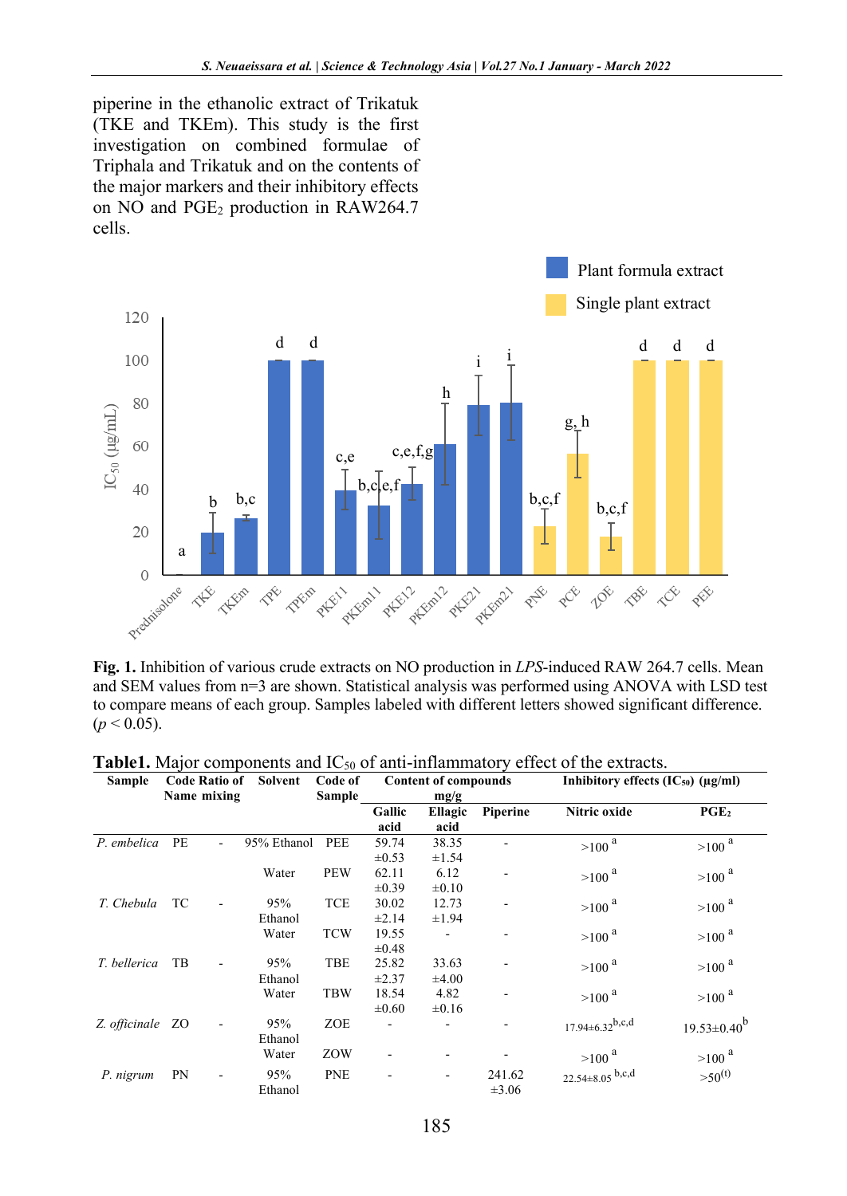piperine in the ethanolic extract of Trikatuk (TKE and TKEm). This study is the first investigation on combined formulae of Triphala and Trikatuk and on the contents of the major markers and their inhibitory effects on NO and $PGE_2$ production in RAW264.7 cells.

**Fig. 1.** Inhibition of various crude extracts on NO production in *LPS*-induced RAW 264.7 cells. Mean and SEM values from n=3 are shown. Statistical analysis was performed using ANOVA with LSD test to compare means of each group. Samples labeled with different letters showed significant difference. ($p < 0.05$).

**Table1.** Major components and $IC_{50}$ of anti-inflammatory effect of the extracts.

| Sample | Code Name | Ratio of mixing | Solvent | Code of Sample | Content of compounds mg/g | | | Inhibitory effects ($IC_{50}$) (µg/ml) | |
|---|---|---|---|---|---|---|---|---|---|
| | | | | | Gallic acid | Ellagic acid | Piperine | Nitric oxide | $PGE_2$ |
| *P. embelica* | PE | - | 95% Ethanol | PEE | 59.74 ±0.53 | 38.35 ±1.54 | - | >100 [a] | >100 [a] |
| | | | Water | PEW | 62.11 ±0.39 | 6.12 ±0.10 | - | >100 [a] | >100 [a] |
| *T. Chebula* | TC | - | 95% Ethanol | TCE | 30.02 ±2.14 | 12.73 ±1.94 | - | >100 [a] | >100 [a] |
| | | | Water | TCW | 19.55 ±0.48 | - | - | >100 [a] | >100 [a] |
| *T. bellerica* | TB | - | 95% Ethanol | TBE | 25.82 ±2.37 | 33.63 ±4.00 | - | >100 [a] | >100 [a] |
| | | | Water | TBW | 18.54 ±0.60 | 4.82 ±0.16 | - | >100 [a] | >100 [a] |
| *Z. officinale* | ZO | - | 95% Ethanol | ZOE | - | - | - | 17.94±6.32 [b,c,d] | 19.53±0.40 [b] |
| | | | Water | ZOW | - | - | - | >100 [a] | >100 [a] |
| *P. nigrum* | PN | - | 95% Ethanol | PNE | - | - | 241.62 ±3.06 | 22.54±8.05 [b,c,d] | >50[(t)] |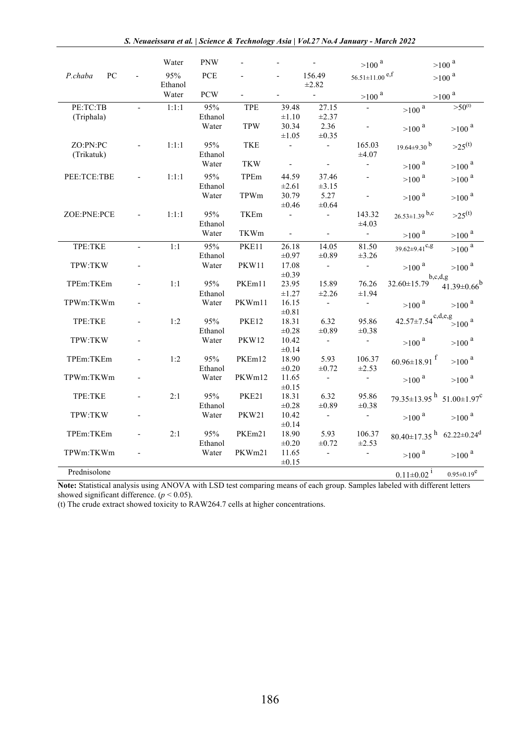| | | | | | | | | | |
|---|---|---|---|---|---|---|---|---|---|
| | | | Water | PNW | - | - | - | >100 [a] | >100 [a] |
| *P.chaba* | PC | - | 95% Ethanol | PCE | - | - | 156.49 ±2.82 | 56.51±11.00 [e,f] | >100 [a] |
| | | | Water | PCW | - | - | - | >100 [a] | >100 [a] |
| PE:TC:TB (Triphala) | - | 1:1:1 | 95% Ethanol | TPE | 39.48 ±1.10 | 27.15 ±2.37 | - | >100 [a] | >50[(t)] |
| | | | Water | TPW | 30.34 ±1.05 | 2.36 ±0.35 | - | >100 [a] | >100 [a] |
| ZO:PN:PC (Trikatuk) | - | 1:1:1 | 95% Ethanol | TKE | - | - | 165.03 ±4.07 | 19.64±9.30 [b] | >25[(t)] |
| | | | Water | TKW | - | - | - | >100 [a] | >100 [a] |
| PEE:TCE:TBE | - | 1:1:1 | 95% Ethanol | TPEm | 44.59 ±2.61 | 37.46 ±3.15 | - | >100 [a] | >100 [a] |
| | | | Water | TPWm | 30.79 ±0.46 | 5.27 ±0.64 | - | >100 [a] | >100 [a] |
| ZOE:PNE:PCE | - | 1:1:1 | 95% Ethanol | TKEm | - | - | 143.32 ±4.03 | 26.53±1.39 [b,c] | >25[(t)] |
| | | | Water | TKWm | - | - | - | >100 [a] | >100 [a] |
| TPE:TKE | - | 1:1 | 95% Ethanol | PKE11 | 26.18 ±0.97 | 14.05 ±0.89 | 81.50 ±3.26 | 39.62±9.41 [c,g] | >100 [a] |
| TPW:TKW | - | | Water | PKW11 | 17.08 ±0.39 | - | - | >100 [a] | >100 [a] |
| TPEm:TKEm | - | 1:1 | 95% Ethanol | PKEm11 | 23.95 ±1.27 | 15.89 ±2.26 | 76.26 ±1.94 | 32.60±15.79 [b,c,d,g] | 41.39±0.66 [b] |
| TPWm:TKWm | - | | Water | PKWm11 | 16.15 ±0.81 | - | - | >100 [a] | >100 [a] |
| TPE:TKE | - | 1:2 | 95% Ethanol | PKE12 | 18.31 ±0.28 | 6.32 ±0.89 | 95.86 ±0.38 | 42.57±7.54 [c,d,e,g] | >100 [a] |
| TPW:TKW | - | | Water | PKW12 | 10.42 ±0.14 | - | - | >100 [a] | >100 [a] |
| TPEm:TKEm | - | 1:2 | 95% Ethanol | PKEm12 | 18.90 ±0.20 | 5.93 ±0.72 | 106.37 ±2.53 | 60.96±18.91 [f] | >100 [a] |
| TPWm:TKWm | - | | Water | PKWm12 | 11.65 ±0.15 | - | - | >100 [a] | >100 [a] |
| TPE:TKE | - | 2:1 | 95% Ethanol | PKE21 | 18.31 ±0.28 | 6.32 ±0.89 | 95.86 ±0.38 | 79.35±13.95 [h] | 51.00±1.97 [c] |
| TPW:TKW | - | | Water | PKW21 | 10.42 ±0.14 | - | - | >100 [a] | >100 [a] |
| TPEm:TKEm | - | 2:1 | 95% Ethanol | PKEm21 | 18.90 ±0.20 | 5.93 ±0.72 | 106.37 ±2.53 | 80.40±17.35 [h] | 62.22±0.24 [d] |
| TPWm:TKWm | - | | Water | PKWm21 | 11.65 ±0.15 | - | - | >100 [a] | >100 [a] |
| Prednisolone | | | | | | | | 0.11±0.02 [i] | 0.95±0.19 [e] |

**Note:** Statistical analysis using ANOVA with LSD test comparing means of each group. Samples labeled with different letters showed significant difference. ($p < 0.05$).

(t) The crude extract showed toxicity to RAW264.7 cells at higher concentrations.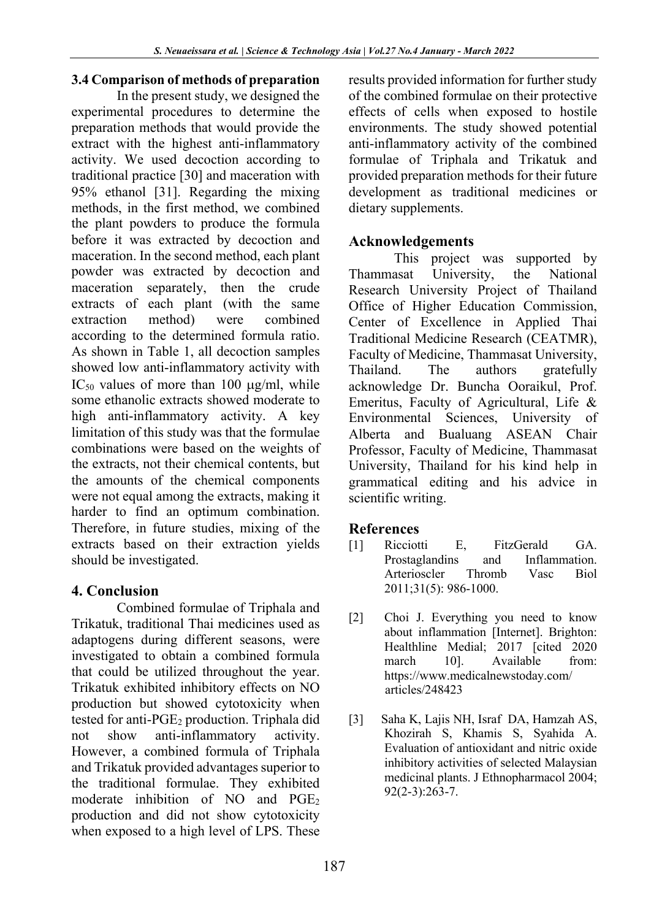### 3.4 Comparison of methods of preparation

In the present study, we designed the experimental procedures to determine the preparation methods that would provide the extract with the highest anti-inflammatory activity. We used decoction according to traditional practice [30] and maceration with 95% ethanol [31]. Regarding the mixing methods, in the first method, we combined the plant powders to produce the formula before it was extracted by decoction and maceration. In the second method, each plant powder was extracted by decoction and maceration separately, then the crude extracts of each plant (with the same extraction method) were combined according to the determined formula ratio. As shown in Table 1, all decoction samples showed low anti-inflammatory activity with $IC_{50}$ values of more than 100 μg/ml, while some ethanolic extracts showed moderate to high anti-inflammatory activity. A key limitation of this study was that the formulae combinations were based on the weights of the extracts, not their chemical contents, but the amounts of the chemical components were not equal among the extracts, making it harder to find an optimum combination. Therefore, in future studies, mixing of the extracts based on their extraction yields should be investigated.

## 4. Conclusion

Combined formulae of Triphala and Trikatuk, traditional Thai medicines used as adaptogens during different seasons, were investigated to obtain a combined formula that could be utilized throughout the year. Trikatuk exhibited inhibitory effects on NO production but showed cytotoxicity when tested for anti-$PGE_2$ production. Triphala did not show anti-inflammatory activity. However, a combined formula of Triphala and Trikatuk provided advantages superior to the traditional formulae. They exhibited moderate inhibition of NO and $PGE_2$ production and did not show cytotoxicity when exposed to a high level of LPS. These results provided information for further study of the combined formulae on their protective effects of cells when exposed to hostile environments. The study showed potential anti-inflammatory activity of the combined formulae of Triphala and Trikatuk and provided preparation methods for their future development as traditional medicines or dietary supplements.

## Acknowledgements

This project was supported by Thammasat University, the National Research University Project of Thailand Office of Higher Education Commission, Center of Excellence in Applied Thai Traditional Medicine Research (CEATMR), Faculty of Medicine, Thammasat University, Thailand. The authors gratefully acknowledge Dr. Buncha Ooraikul, Prof. Emeritus, Faculty of Agricultural, Life & Environmental Sciences, University of Alberta and Bualuang ASEAN Chair Professor, Faculty of Medicine, Thammasat University, Thailand for his kind help in grammatical editing and his advice in scientific writing.

## References

[1] Ricciotti E, FitzGerald GA. Prostaglandins and Inflammation. Arterioscler Thromb Vasc Biol 2011;31(5): 986-1000.

[2] Choi J. Everything you need to know about inflammation [Internet]. Brighton: Healthline Medial; 2017 [cited 2020 march 10]. Available from: https://www.medicalnewstoday.com/ articles/248423

[3] Saha K, Lajis NH, Israf DA, Hamzah AS, Khozirah S, Khamis S, Syahida A. Evaluation of antioxidant and nitric oxide inhibitory activities of selected Malaysian medicinal plants. J Ethnopharmacol 2004; 92(2-3):263-7.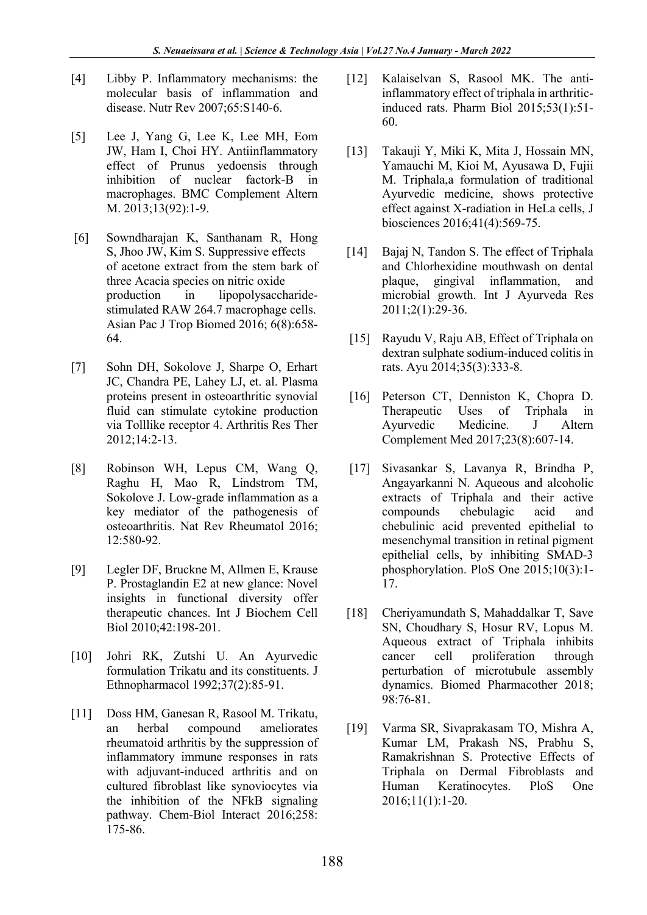[4] Libby P. Inflammatory mechanisms: the molecular basis of inflammation and disease. Nutr Rev 2007;65:S140-6.

[5] Lee J, Yang G, Lee K, Lee MH, Eom JW, Ham I, Choi HY. Antiinflammatory effect of Prunus yedoensis through inhibition of nuclear factork-B in macrophages. BMC Complement Altern M. 2013;13(92):1-9.

[6] Sowndharajan K, Santhanam R, Hong S, Jhoo JW, Kim S. Suppressive effects of acetone extract from the stem bark of three Acacia species on nitric oxide production in lipopolysaccharide-stimulated RAW 264.7 macrophage cells. Asian Pac J Trop Biomed 2016; 6(8):658-64.

[7] Sohn DH, Sokolove J, Sharpe O, Erhart JC, Chandra PE, Lahey LJ, et. al. Plasma proteins present in osteoarthritic synovial fluid can stimulate cytokine production via Tolllike receptor 4. Arthritis Res Ther 2012;14:2-13.

[8] Robinson WH, Lepus CM, Wang Q, Raghu H, Mao R, Lindstrom TM, Sokolove J. Low-grade inflammation as a key mediator of the pathogenesis of osteoarthritis. Nat Rev Rheumatol 2016; 12:580-92.

[9] Legler DF, Bruckne M, Allmen E, Krause P. Prostaglandin E2 at new glance: Novel insights in functional diversity offer therapeutic chances. Int J Biochem Cell Biol 2010;42:198-201.

[10] Johri RK, Zutshi U. An Ayurvedic formulation Trikatu and its constituents. J Ethnopharmacol 1992;37(2):85-91.

[11] Doss HM, Ganesan R, Rasool M. Trikatu, an herbal compound ameliorates rheumatoid arthritis by the suppression of inflammatory immune responses in rats with adjuvant-induced arthritis and on cultured fibroblast like synoviocytes via the inhibition of the NFkB signaling pathway. Chem-Biol Interact 2016;258: 175-86.

[12] Kalaiselvan S, Rasool MK. The anti-inflammatory effect of triphala in arthritic-induced rats. Pharm Biol 2015;53(1):51-60.

[13] Takauji Y, Miki K, Mita J, Hossain MN, Yamauchi M, Kioi M, Ayusawa D, Fujii M. Triphala,a formulation of traditional Ayurvedic medicine, shows protective effect against X-radiation in HeLa cells, J biosciences 2016;41(4):569-75.

[14] Bajaj N, Tandon S. The effect of Triphala and Chlorhexidine mouthwash on dental plaque, gingival inflammation, and microbial growth. Int J Ayurveda Res 2011;2(1):29-36.

[15] Rayudu V, Raju AB, Effect of Triphala on dextran sulphate sodium-induced colitis in rats. Ayu 2014;35(3):333-8.

[16] Peterson CT, Denniston K, Chopra D. Therapeutic Uses of Triphala in Ayurvedic Medicine. J Altern Complement Med 2017;23(8):607-14.

[17] Sivasankar S, Lavanya R, Brindha P, Angayarkanni N. Aqueous and alcoholic extracts of Triphala and their active compounds chebulagic acid and chebulinic acid prevented epithelial to mesenchymal transition in retinal pigment epithelial cells, by inhibiting SMAD-3 phosphorylation. PloS One 2015;10(3):1-17.

[18] Cheriyamundath S, Mahaddalkar T, Save SN, Choudhary S, Hosur RV, Lopus M. Aqueous extract of Triphala inhibits cancer cell proliferation through perturbation of microtubule assembly dynamics. Biomed Pharmacother 2018; 98:76-81.

[19] Varma SR, Sivaprakasam TO, Mishra A, Kumar LM, Prakash NS, Prabhu S, Ramakrishnan S. Protective Effects of Triphala on Dermal Fibroblasts and Human Keratinocytes. PloS One 2016;11(1):1-20.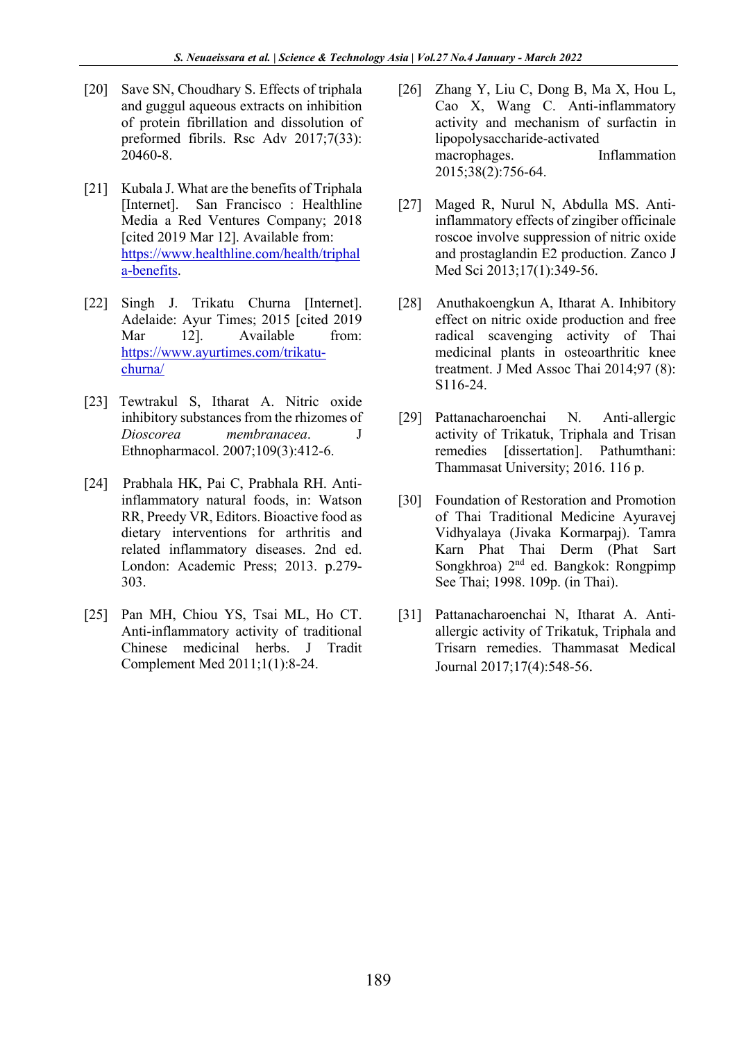[20] Save SN, Choudhary S. Effects of triphala and guggul aqueous extracts on inhibition of protein fibrillation and dissolution of preformed fibrils. Rsc Adv 2017;7(33): 20460-8.

[21] Kubala J. What are the benefits of Triphala [Internet]. San Francisco : Healthline Media a Red Ventures Company; 2018 [cited 2019 Mar 12]. Available from: https://www.healthline.com/health/triphala-benefits.

[22] Singh J. Trikatu Churna [Internet]. Adelaide: Ayur Times; 2015 [cited 2019 Mar 12]. Available from: https://www.ayurtimes.com/trikatu-churna/

[23] Tewtrakul S, Itharat A. Nitric oxide inhibitory substances from the rhizomes of *Dioscorea membranacea*. J Ethnopharmacol. 2007;109(3):412-6.

[24] Prabhala HK, Pai C, Prabhala RH. Anti-inflammatory natural foods, in: Watson RR, Preedy VR, Editors. Bioactive food as dietary interventions for arthritis and related inflammatory diseases. 2nd ed. London: Academic Press; 2013. p.279-303.

[25] Pan MH, Chiou YS, Tsai ML, Ho CT. Anti-inflammatory activity of traditional Chinese medicinal herbs. J Tradit Complement Med 2011;1(1):8-24.

[26] Zhang Y, Liu C, Dong B, Ma X, Hou L, Cao X, Wang C. Anti-inflammatory activity and mechanism of surfactin in lipopolysaccharide-activated macrophages. Inflammation 2015;38(2):756-64.

[27] Maged R, Nurul N, Abdulla MS. Anti-inflammatory effects of zingiber officinale roscoe involve suppression of nitric oxide and prostaglandin E2 production. Zanco J Med Sci 2013;17(1):349-56.

[28] Anuthakoengkun A, Itharat A. Inhibitory effect on nitric oxide production and free radical scavenging activity of Thai medicinal plants in osteoarthritic knee treatment. J Med Assoc Thai 2014;97 (8): S116-24.

[29] Pattanacharoenchai N. Anti-allergic activity of Trikatuk, Triphala and Trisan remedies [dissertation]. Pathumthani: Thammasat University; 2016. 116 p.

[30] Foundation of Restoration and Promotion of Thai Traditional Medicine Ayuravej Vidhyalaya (Jivaka Kormarpaj). Tamra Karn Phat Thai Derm (Phat Sart Songkhroa) 2nd ed. Bangkok: Rongpimp See Thai; 1998. 109p. (in Thai).

[31] Pattanacharoenchai N, Itharat A. Anti-allergic activity of Trikatuk, Triphala and Trisarn remedies. Thammasat Medical Journal 2017;17(4):548-56.